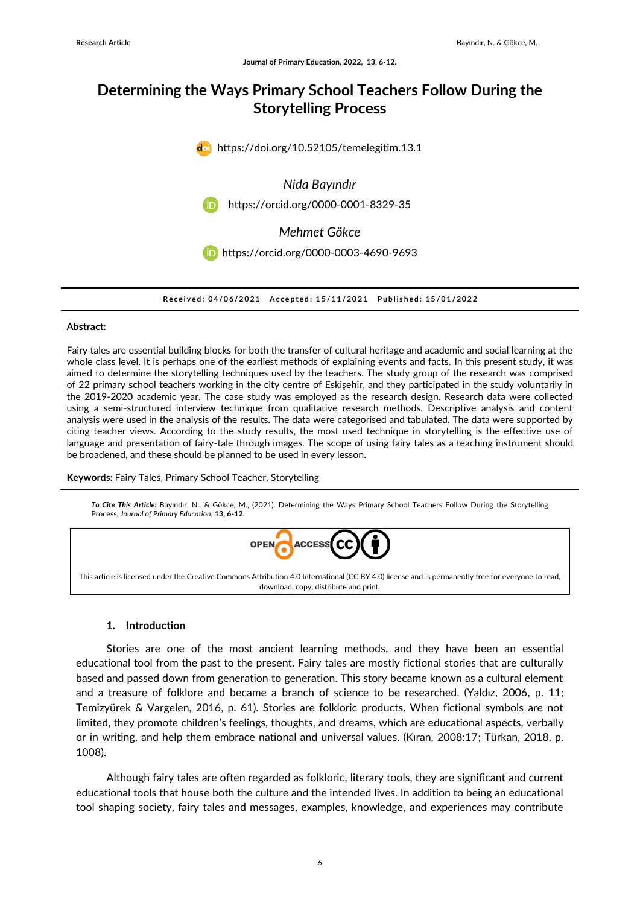Research Article

# Determining the Ways Primary School Teachers Follow During the Storytelling Process

https://doi.org/10.52105/temelegitim.13.1

*Nida Bayındır*

https://orcid.org/0000-0001-8329-35

*Mehmet Gökce*

https://orcid.org/0000-0003-4690-9693

**Received: 04/06/2021 Accepted: 15/11/2021 Published: 15/01/2022**

**Abstract:**

Fairy tales are essential building blocks for both the transfer of cultural heritage and academic and social learning at the whole class level. It is perhaps one of the earliest methods of explaining events and facts. In this present study, it was aimed to determine the storytelling techniques used by the teachers. The study group of the research was comprised of 22 primary school teachers working in the city centre of Eskişehir, and they participated in the study voluntarily in the 2019-2020 academic year. The case study was employed as the research design. Research data were collected using a semi-structured interview technique from qualitative research methods. Descriptive analysis and content analysis were used in the analysis of the results. The data were categorised and tabulated. The data were supported by citing teacher views. According to the study results, the most used technique in storytelling is the effective use of language and presentation of fairy-tale through images. The scope of using fairy tales as a teaching instrument should be broadened, and these should be planned to be used in every lesson.

**Keywords:** Fairy Tales, Primary School Teacher, Storytelling

***To Cite This Article:*** Bayındır, N., & Gökce, M., (2021). Determining the Ways Primary School Teachers Follow During the Storytelling Process, *Journal of Primary Education*, **13, 6-12.**

OPEN ACCESS

This article is licensed under the Creative Commons Attribution 4.0 International (CC BY 4.0) license and is permanently free for everyone to read, download, copy, distribute and print.

## 1. Introduction

Stories are one of the most ancient learning methods, and they have been an essential educational tool from the past to the present. Fairy tales are mostly fictional stories that are culturally based and passed down from generation to generation. This story became known as a cultural element and a treasure of folklore and became a branch of science to be researched. (Yaldız, 2006, p. 11; Temizyürek & Vargelen, 2016, p. 61). Stories are folkloric products. When fictional symbols are not limited, they promote children's feelings, thoughts, and dreams, which are educational aspects, verbally or in writing, and help them embrace national and universal values. (Kıran, 2008:17; Türkan, 2018, p. 1008).

Although fairy tales are often regarded as folkloric, literary tools, they are significant and current educational tools that house both the culture and the intended lives. In addition to being an educational tool shaping society, fairy tales and messages, examples, knowledge, and experiences may contribute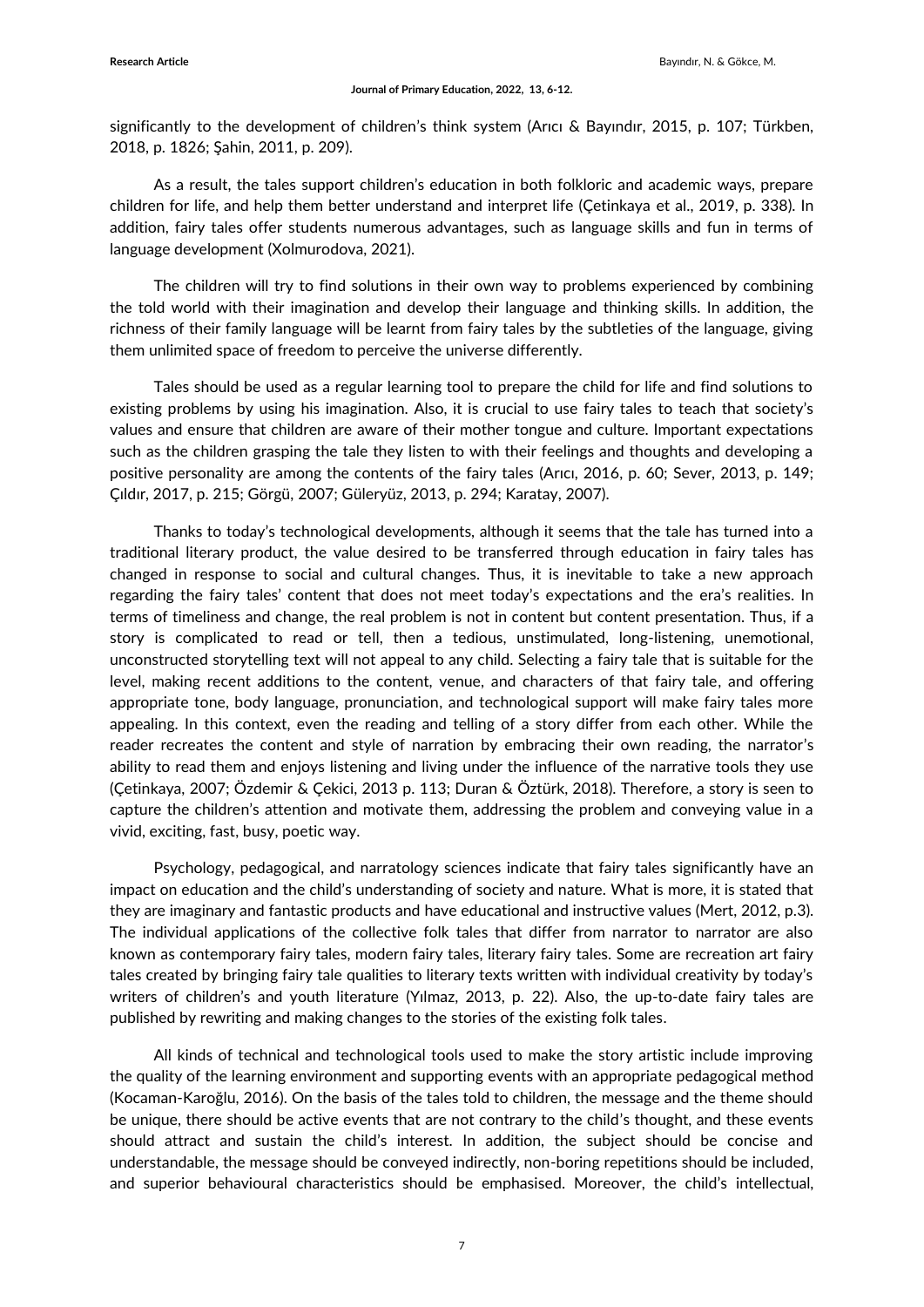significantly to the development of children's think system (Arıcı & Bayındır, 2015, p. 107; Türkben, 2018, p. 1826; Şahin, 2011, p. 209).

As a result, the tales support children's education in both folkloric and academic ways, prepare children for life, and help them better understand and interpret life (Çetinkaya et al., 2019, p. 338). In addition, fairy tales offer students numerous advantages, such as language skills and fun in terms of language development (Xolmurodova, 2021).

The children will try to find solutions in their own way to problems experienced by combining the told world with their imagination and develop their language and thinking skills. In addition, the richness of their family language will be learnt from fairy tales by the subtleties of the language, giving them unlimited space of freedom to perceive the universe differently.

Tales should be used as a regular learning tool to prepare the child for life and find solutions to existing problems by using his imagination. Also, it is crucial to use fairy tales to teach that society's values and ensure that children are aware of their mother tongue and culture. Important expectations such as the children grasping the tale they listen to with their feelings and thoughts and developing a positive personality are among the contents of the fairy tales (Arıcı, 2016, p. 60; Sever, 2013, p. 149; Çıldır, 2017, p. 215; Görgü, 2007; Güleryüz, 2013, p. 294; Karatay, 2007).

Thanks to today's technological developments, although it seems that the tale has turned into a traditional literary product, the value desired to be transferred through education in fairy tales has changed in response to social and cultural changes. Thus, it is inevitable to take a new approach regarding the fairy tales' content that does not meet today's expectations and the era's realities. In terms of timeliness and change, the real problem is not in content but content presentation. Thus, if a story is complicated to read or tell, then a tedious, unstimulated, long-listening, unemotional, unconstructed storytelling text will not appeal to any child. Selecting a fairy tale that is suitable for the level, making recent additions to the content, venue, and characters of that fairy tale, and offering appropriate tone, body language, pronunciation, and technological support will make fairy tales more appealing. In this context, even the reading and telling of a story differ from each other. While the reader recreates the content and style of narration by embracing their own reading, the narrator's ability to read them and enjoys listening and living under the influence of the narrative tools they use (Çetinkaya, 2007; Özdemir & Çekici, 2013 p. 113; Duran & Öztürk, 2018). Therefore, a story is seen to capture the children's attention and motivate them, addressing the problem and conveying value in a vivid, exciting, fast, busy, poetic way.

Psychology, pedagogical, and narratology sciences indicate that fairy tales significantly have an impact on education and the child's understanding of society and nature. What is more, it is stated that they are imaginary and fantastic products and have educational and instructive values (Mert, 2012, p.3). The individual applications of the collective folk tales that differ from narrator to narrator are also known as contemporary fairy tales, modern fairy tales, literary fairy tales. Some are recreation art fairy tales created by bringing fairy tale qualities to literary texts written with individual creativity by today's writers of children's and youth literature (Yılmaz, 2013, p. 22). Also, the up-to-date fairy tales are published by rewriting and making changes to the stories of the existing folk tales.

All kinds of technical and technological tools used to make the story artistic include improving the quality of the learning environment and supporting events with an appropriate pedagogical method (Kocaman-Karoğlu, 2016). On the basis of the tales told to children, the message and the theme should be unique, there should be active events that are not contrary to the child's thought, and these events should attract and sustain the child's interest. In addition, the subject should be concise and understandable, the message should be conveyed indirectly, non-boring repetitions should be included, and superior behavioural characteristics should be emphasised. Moreover, the child's intellectual,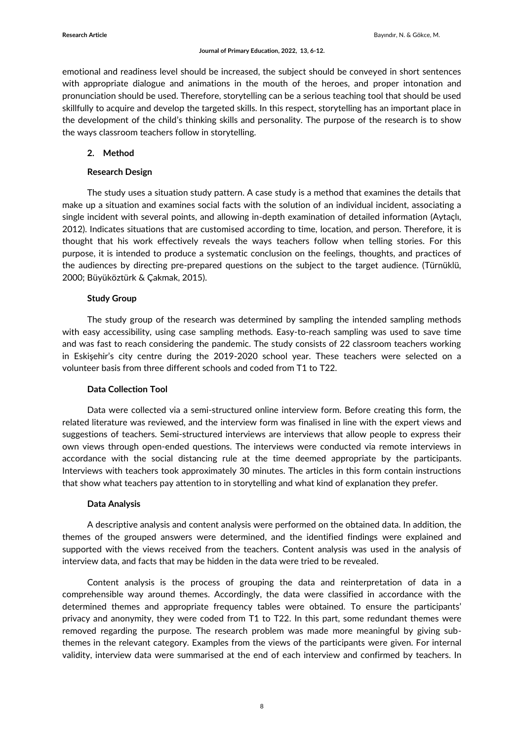emotional and readiness level should be increased, the subject should be conveyed in short sentences with appropriate dialogue and animations in the mouth of the heroes, and proper intonation and pronunciation should be used. Therefore, storytelling can be a serious teaching tool that should be used skillfully to acquire and develop the targeted skills. In this respect, storytelling has an important place in the development of the child's thinking skills and personality. The purpose of the research is to show the ways classroom teachers follow in storytelling.

## 2. Method

### Research Design

The study uses a situation study pattern. A case study is a method that examines the details that make up a situation and examines social facts with the solution of an individual incident, associating a single incident with several points, and allowing in-depth examination of detailed information (Aytaçlı, 2012). Indicates situations that are customised according to time, location, and person. Therefore, it is thought that his work effectively reveals the ways teachers follow when telling stories. For this purpose, it is intended to produce a systematic conclusion on the feelings, thoughts, and practices of the audiences by directing pre-prepared questions on the subject to the target audience. (Türnüklü, 2000; Büyüköztürk & Çakmak, 2015).

### Study Group

The study group of the research was determined by sampling the intended sampling methods with easy accessibility, using case sampling methods. Easy-to-reach sampling was used to save time and was fast to reach considering the pandemic. The study consists of 22 classroom teachers working in Eskişehir's city centre during the 2019-2020 school year. These teachers were selected on a volunteer basis from three different schools and coded from T1 to T22.

### Data Collection Tool

Data were collected via a semi-structured online interview form. Before creating this form, the related literature was reviewed, and the interview form was finalised in line with the expert views and suggestions of teachers. Semi-structured interviews are interviews that allow people to express their own views through open-ended questions. The interviews were conducted via remote interviews in accordance with the social distancing rule at the time deemed appropriate by the participants. Interviews with teachers took approximately 30 minutes. The articles in this form contain instructions that show what teachers pay attention to in storytelling and what kind of explanation they prefer.

### Data Analysis

A descriptive analysis and content analysis were performed on the obtained data. In addition, the themes of the grouped answers were determined, and the identified findings were explained and supported with the views received from the teachers. Content analysis was used in the analysis of interview data, and facts that may be hidden in the data were tried to be revealed.

Content analysis is the process of grouping the data and reinterpretation of data in a comprehensible way around themes. Accordingly, the data were classified in accordance with the determined themes and appropriate frequency tables were obtained. To ensure the participants' privacy and anonymity, they were coded from T1 to T22. In this part, some redundant themes were removed regarding the purpose. The research problem was made more meaningful by giving sub-themes in the relevant category. Examples from the views of the participants were given. For internal validity, interview data were summarised at the end of each interview and confirmed by teachers. In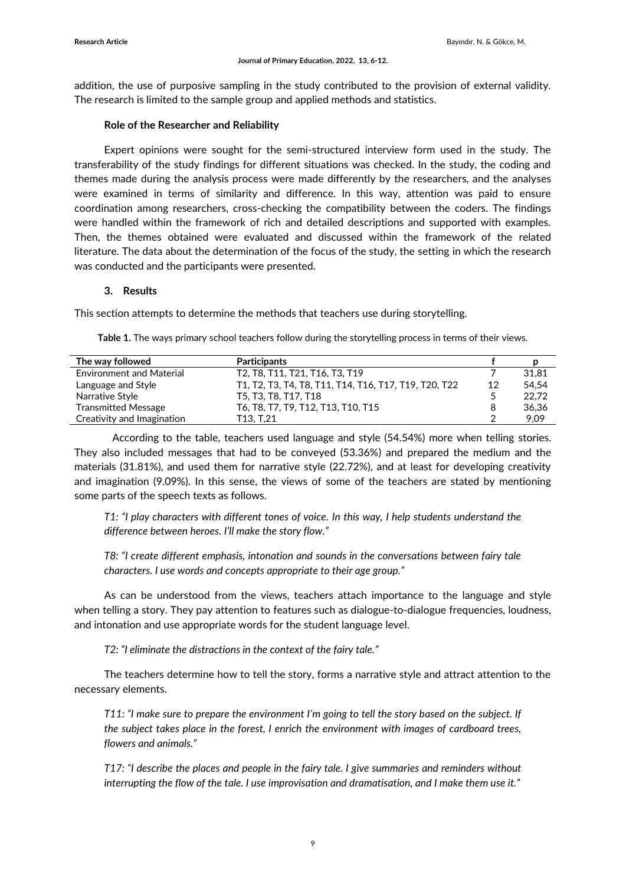addition, the use of purposive sampling in the study contributed to the provision of external validity. The research is limited to the sample group and applied methods and statistics.

### Role of the Researcher and Reliability

Expert opinions were sought for the semi-structured interview form used in the study. The transferability of the study findings for different situations was checked. In the study, the coding and themes made during the analysis process were made differently by the researchers, and the analyses were examined in terms of similarity and difference. In this way, attention was paid to ensure coordination among researchers, cross-checking the compatibility between the coders. The findings were handled within the framework of rich and detailed descriptions and supported with examples. Then, the themes obtained were evaluated and discussed within the framework of the related literature. The data about the determination of the focus of the study, the setting in which the research was conducted and the participants were presented.

## 3. Results

This section attempts to determine the methods that teachers use during storytelling.

**Table 1.** The ways primary school teachers follow during the storytelling process in terms of their views.

| The way followed | Participants | f | p |
|---|---|---|---|
| Environment and Material | T2, T8, T11, T21, T16, T3, T19 | 7 | 31,81 |
| Language and Style | T1, T2, T3, T4, T8, T11, T14, T16, T17, T19, T20, T22 | 12 | 54,54 |
| Narrative Style | T5, T3, T8, T17, T18 | 5 | 22,72 |
| Transmitted Message | T6, T8, T7, T9, T12, T13, T10, T15 | 8 | 36,36 |
| Creativity and Imagination | T13, T,21 | 2 | 9,09 |

According to the table, teachers used language and style (54.54%) more when telling stories. They also included messages that had to be conveyed (53.36%) and prepared the medium and the materials (31.81%), and used them for narrative style (22.72%), and at least for developing creativity and imagination (9.09%). In this sense, the views of some of the teachers are stated by mentioning some parts of the speech texts as follows.

*T1: "I play characters with different tones of voice. In this way, I help students understand the difference between heroes. I'll make the story flow."*

*T8: "I create different emphasis, intonation and sounds in the conversations between fairy tale characters. I use words and concepts appropriate to their age group."*

As can be understood from the views, teachers attach importance to the language and style when telling a story. They pay attention to features such as dialogue-to-dialogue frequencies, loudness, and intonation and use appropriate words for the student language level.

*T2: "I eliminate the distractions in the context of the fairy tale."*

The teachers determine how to tell the story, forms a narrative style and attract attention to the necessary elements.

*T11: "I make sure to prepare the environment I'm going to tell the story based on the subject. If the subject takes place in the forest, I enrich the environment with images of cardboard trees, flowers and animals."*

*T17: "I describe the places and people in the fairy tale. I give summaries and reminders without interrupting the flow of the tale. I use improvisation and dramatisation, and I make them use it."*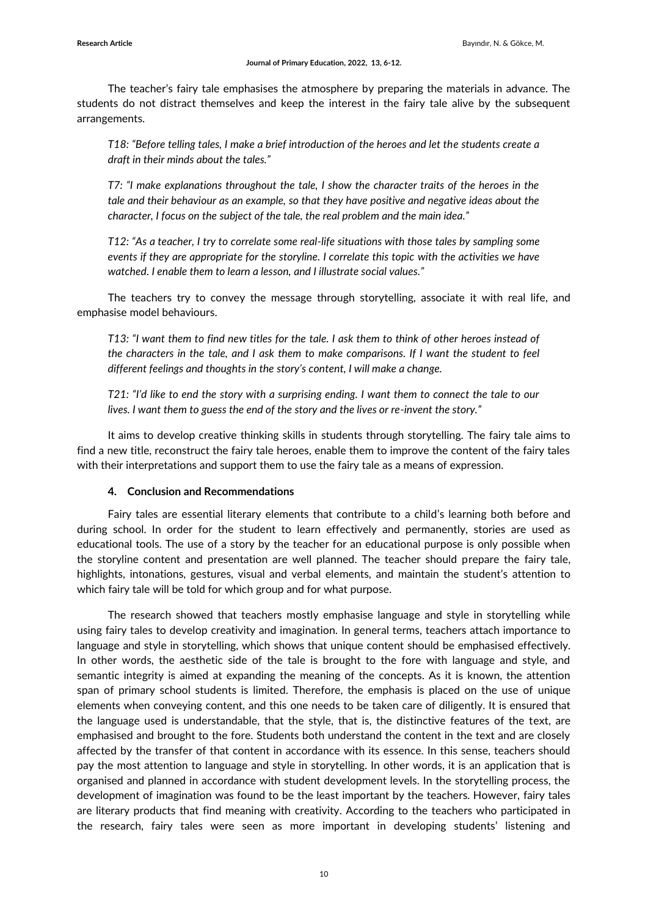The teacher's fairy tale emphasises the atmosphere by preparing the materials in advance. The students do not distract themselves and keep the interest in the fairy tale alive by the subsequent arrangements.

> *T18: "Before telling tales, I make a brief introduction of the heroes and let the students create a draft in their minds about the tales."*

> *T7: "I make explanations throughout the tale, I show the character traits of the heroes in the tale and their behaviour as an example, so that they have positive and negative ideas about the character, I focus on the subject of the tale, the real problem and the main idea."*

> *T12: "As a teacher, I try to correlate some real-life situations with those tales by sampling some events if they are appropriate for the storyline. I correlate this topic with the activities we have watched. I enable them to learn a lesson, and I illustrate social values."*

The teachers try to convey the message through storytelling, associate it with real life, and emphasise model behaviours.

> *T13: "I want them to find new titles for the tale. I ask them to think of other heroes instead of the characters in the tale, and I ask them to make comparisons. If I want the student to feel different feelings and thoughts in the story's content, I will make a change.*

> *T21: "I'd like to end the story with a surprising ending. I want them to connect the tale to our lives. I want them to guess the end of the story and the lives or re-invent the story."*

It aims to develop creative thinking skills in students through storytelling. The fairy tale aims to find a new title, reconstruct the fairy tale heroes, enable them to improve the content of the fairy tales with their interpretations and support them to use the fairy tale as a means of expression.

## 4. Conclusion and Recommendations

Fairy tales are essential literary elements that contribute to a child's learning both before and during school. In order for the student to learn effectively and permanently, stories are used as educational tools. The use of a story by the teacher for an educational purpose is only possible when the storyline content and presentation are well planned. The teacher should prepare the fairy tale, highlights, intonations, gestures, visual and verbal elements, and maintain the student's attention to which fairy tale will be told for which group and for what purpose.

The research showed that teachers mostly emphasise language and style in storytelling while using fairy tales to develop creativity and imagination. In general terms, teachers attach importance to language and style in storytelling, which shows that unique content should be emphasised effectively. In other words, the aesthetic side of the tale is brought to the fore with language and style, and semantic integrity is aimed at expanding the meaning of the concepts. As it is known, the attention span of primary school students is limited. Therefore, the emphasis is placed on the use of unique elements when conveying content, and this one needs to be taken care of diligently. It is ensured that the language used is understandable, that the style, that is, the distinctive features of the text, are emphasised and brought to the fore. Students both understand the content in the text and are closely affected by the transfer of that content in accordance with its essence. In this sense, teachers should pay the most attention to language and style in storytelling. In other words, it is an application that is organised and planned in accordance with student development levels. In the storytelling process, the development of imagination was found to be the least important by the teachers. However, fairy tales are literary products that find meaning with creativity. According to the teachers who participated in the research, fairy tales were seen as more important in developing students' listening and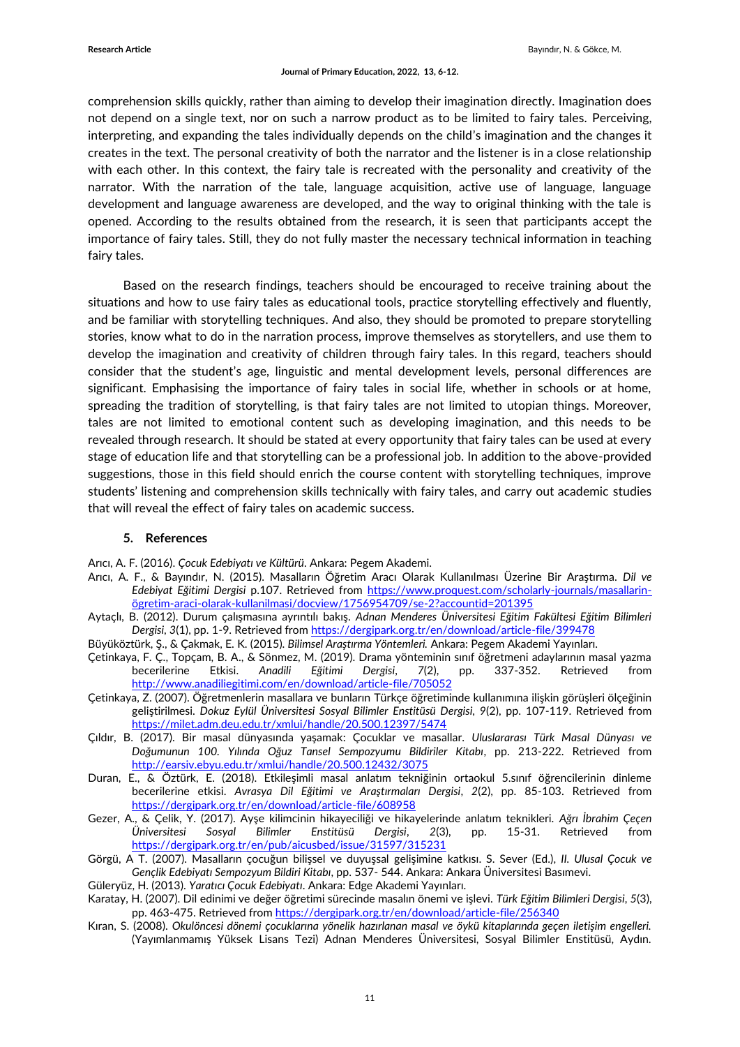comprehension skills quickly, rather than aiming to develop their imagination directly. Imagination does not depend on a single text, nor on such a narrow product as to be limited to fairy tales. Perceiving, interpreting, and expanding the tales individually depends on the child's imagination and the changes it creates in the text. The personal creativity of both the narrator and the listener is in a close relationship with each other. In this context, the fairy tale is recreated with the personality and creativity of the narrator. With the narration of the tale, language acquisition, active use of language, language development and language awareness are developed, and the way to original thinking with the tale is opened. According to the results obtained from the research, it is seen that participants accept the importance of fairy tales. Still, they do not fully master the necessary technical information in teaching fairy tales.

Based on the research findings, teachers should be encouraged to receive training about the situations and how to use fairy tales as educational tools, practice storytelling effectively and fluently, and be familiar with storytelling techniques. And also, they should be promoted to prepare storytelling stories, know what to do in the narration process, improve themselves as storytellers, and use them to develop the imagination and creativity of children through fairy tales. In this regard, teachers should consider that the student's age, linguistic and mental development levels, personal differences are significant. Emphasising the importance of fairy tales in social life, whether in schools or at home, spreading the tradition of storytelling, is that fairy tales are not limited to utopian things. Moreover, tales are not limited to emotional content such as developing imagination, and this needs to be revealed through research. It should be stated at every opportunity that fairy tales can be used at every stage of education life and that storytelling can be a professional job. In addition to the above-provided suggestions, those in this field should enrich the course content with storytelling techniques, improve students' listening and comprehension skills technically with fairy tales, and carry out academic studies that will reveal the effect of fairy tales on academic success.

## 5. References

Arıcı, A. F. (2016). *Çocuk Edebiyatı ve Kültürü*. Ankara: Pegem Akademi.

Arıcı, A. F., & Bayındır, N. (2015). Masalların Öğretim Aracı Olarak Kullanılması Üzerine Bir Araştırma. *Dil ve Edebiyat Eğitimi Dergisi* p.107. Retrieved from https://www.proquest.com/scholarly-journals/masallarin-ögretim-araci-olarak-kullanilmasi/docview/1756954709/se-2?accountid=201395

Aytaçlı, B. (2012). Durum çalışmasına ayrıntılı bakış. *Adnan Menderes Üniversitesi Eğitim Fakültesi Eğitim Bilimleri Dergisi*, *3*(1), pp. 1-9. Retrieved from https://dergipark.org.tr/en/download/article-file/399478

Büyüköztürk, Ş., & Çakmak, E. K. (2015). *Bilimsel Araştırma Yöntemleri.* Ankara: Pegem Akademi Yayınları.

Çetinkaya, F. Ç., Topçam, B. A., & Sönmez, M. (2019). Drama yönteminin sınıf öğretmeni adaylarının masal yazma becerilerine Etkisi. *Anadili Eğitimi Dergisi*, *7*(2), pp. 337-352. Retrieved from http://www.anadiliegitimi.com/en/download/article-file/705052

Çetinkaya, Z. (2007). Öğretmenlerin masallara ve bunların Türkçe öğretiminde kullanımına ilişkin görüşleri ölçeğinin geliştirilmesi. *Dokuz Eylül Üniversitesi Sosyal Bilimler Enstitüsü Dergisi*, *9*(2), pp. 107-119. Retrieved from https://milet.adm.deu.edu.tr/xmlui/handle/20.500.12397/5474

Çıldır, B. (2017). Bir masal dünyasında yaşamak: Çocuklar ve masallar. *Uluslararası Türk Masal Dünyası ve Doğumunun 100. Yılında Oğuz Tansel Sempozyumu Bildiriler Kitabı*, pp. 213-222. Retrieved from http://earsiv.ebyu.edu.tr/xmlui/handle/20.500.12432/3075

Duran, E., & Öztürk, E. (2018). Etkileşimli masal anlatım tekniğinin ortaokul 5.sınıf öğrencilerinin dinleme becerilerine etkisi. *Avrasya Dil Eğitimi ve Araştırmaları Dergisi*, *2*(2), pp. 85-103. Retrieved from https://dergipark.org.tr/en/download/article-file/608958

Gezer, A., & Çelik, Y. (2017). Ayşe kilimcinin hikayeciliği ve hikayelerinde anlatım teknikleri. *Ağrı İbrahim Çeçen Üniversitesi Sosyal Bilimler Enstitüsü Dergisi*, *2*(3), pp. 15-31. Retrieved from https://dergipark.org.tr/en/pub/aicusbed/issue/31597/315231

Görgü, A T. (2007). Masalların çocuğun bilişsel ve duyuşsal gelişimine katkısı. S. Sever (Ed.), *II. Ulusal Çocuk ve Gençlik Edebiyatı Sempozyum Bildiri Kitabı*, pp. 537- 544. Ankara: Ankara Üniversitesi Basımevi.

Güleryüz, H. (2013). *Yaratıcı Çocuk Edebiyatı*. Ankara: Edge Akademi Yayınları.

Karatay, H. (2007). Dil edinimi ve değer öğretimi sürecinde masalın önemi ve işlevi. *Türk Eğitim Bilimleri Dergisi*, *5*(3), pp. 463-475. Retrieved from https://dergipark.org.tr/en/download/article-file/256340

Kıran, S. (2008). *Okulöncesi dönemi çocuklarına yönelik hazırlanan masal ve öykü kitaplarında geçen iletişim engelleri.* (Yayımlanmamış Yüksek Lisans Tezi) Adnan Menderes Üniversitesi, Sosyal Bilimler Enstitüsü, Aydın.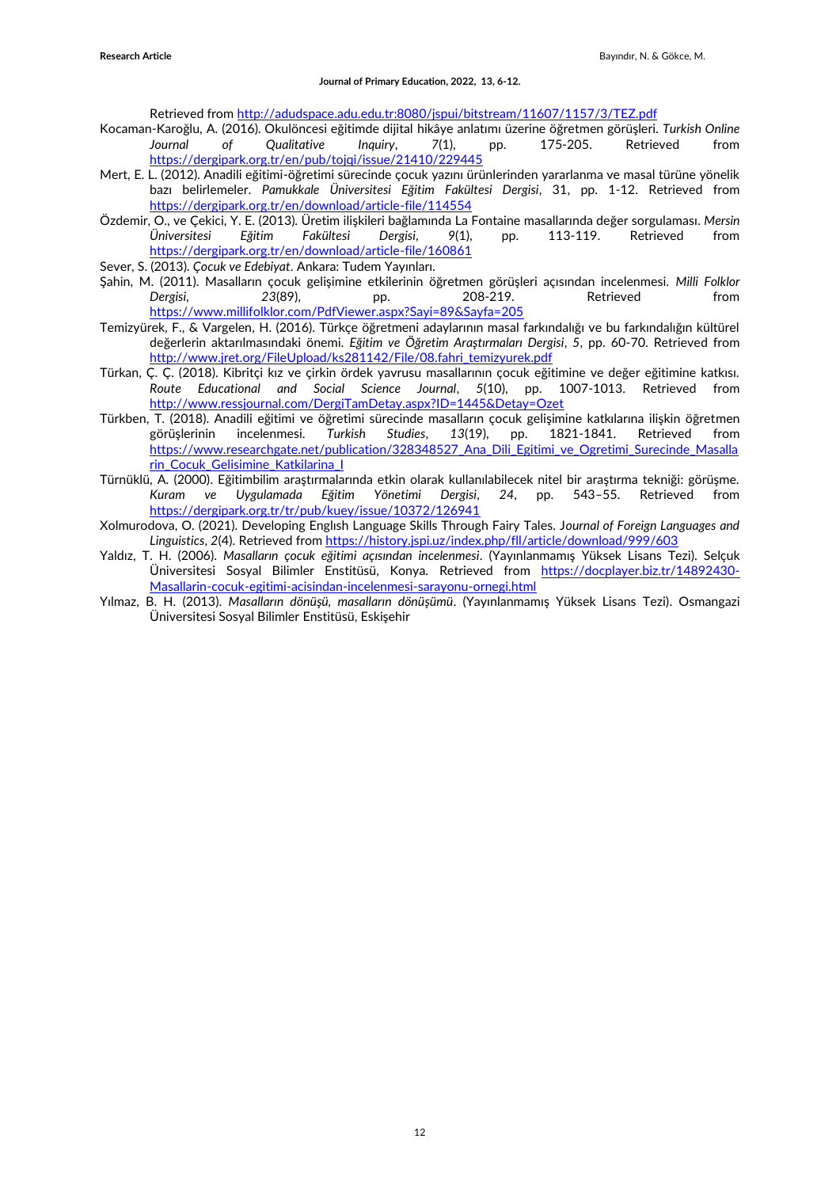Retrieved from http://adudspace.adu.edu.tr:8080/jspui/bitstream/11607/1157/3/TEZ.pdf

Kocaman-Karoğlu, A. (2016). Okulöncesi eğitimde dijital hikâye anlatımı üzerine öğretmen görüşleri. *Turkish Online Journal of Qualitative Inquiry*, *7*(1), pp. 175-205. Retrieved from https://dergipark.org.tr/en/pub/tojqi/issue/21410/229445

Mert, E. L. (2012). Anadili eğitimi-öğretimi sürecinde çocuk yazını ürünlerinden yararlanma ve masal türüne yönelik bazı belirlemeler. *Pamukkale Üniversitesi Eğitim Fakültesi Dergisi*, 31, pp. 1-12. Retrieved from https://dergipark.org.tr/en/download/article-file/114554

Özdemir, O., ve Çekici, Y. E. (2013). Üretim ilişkileri bağlamında La Fontaine masallarında değer sorgulaması. *Mersin Üniversitesi Eğitim Fakültesi Dergisi*, *9*(1), pp. 113-119. Retrieved from https://dergipark.org.tr/en/download/article-file/160861

Sever, S. (2013). *Çocuk ve Edebiyat*. Ankara: Tudem Yayınları.

Şahin, M. (2011). Masalların çocuk gelişimine etkilerinin öğretmen görüşleri açısından incelenmesi. *Milli Folklor Dergisi*, *23*(89), pp. 208-219. Retrieved from https://www.millifolklor.com/PdfViewer.aspx?Sayi=89&Sayfa=205

Temizyürek, F., & Vargelen, H. (2016). Türkçe öğretmeni adaylarının masal farkındalığı ve bu farkındalığın kültürel değerlerin aktarılmasındaki önemi. *Eğitim ve Öğretim Araştırmaları Dergisi*, *5*, pp. 60-70. Retrieved from http://www.jret.org/FileUpload/ks281142/File/08.fahri_temizyurek.pdf

Türkan, Ç. Ç. (2018). Kibritçi kız ve çirkin ördek yavrusu masallarının çocuk eğitimine ve değer eğitimine katkısı. *Route Educational and Social Science Journal*, *5*(10), pp. 1007-1013. Retrieved from http://www.ressjournal.com/DergiTamDetay.aspx?ID=1445&Detay=Ozet

Türkben, T. (2018). Anadili eğitimi ve öğretimi sürecinde masalların çocuk gelişimine katkılarına ilişkin öğretmen görüşlerinin incelenmesi. *Turkish Studies*, *13*(19), pp. 1821-1841. Retrieved from https://www.researchgate.net/publication/328348527_Ana_Dili_Egitimi_ve_Ogretimi_Surecinde_Masallarin_Cocuk_Gelisimine_Katkilarina_I

Türnüklü, A. (2000). Eğitimbilim araştırmalarında etkin olarak kullanılabilecek nitel bir araştırma tekniği: görüşme. *Kuram ve Uygulamada Eğitim Yönetimi Dergisi*, *24*, pp. 543–55. Retrieved from https://dergipark.org.tr/tr/pub/kuey/issue/10372/126941

Xolmurodova, O. (2021). Developing English Language Skills Through Fairy Tales. *Journal of Foreign Languages and Linguistics*, *2*(4). Retrieved from https://history.jspi.uz/index.php/fll/article/download/999/603

Yaldız, T. H. (2006). *Masalların çocuk eğitimi açısından incelenmesi*. (Yayınlanmamış Yüksek Lisans Tezi). Selçuk Üniversitesi Sosyal Bilimler Enstitüsü, Konya. Retrieved from https://docplayer.biz.tr/14892430-Masallarin-cocuk-egitimi-acisindan-incelenmesi-sarayonu-ornegi.html

Yılmaz, B. H. (2013). *Masalların dönüşü, masalların dönüşümü*. (Yayınlanmamış Yüksek Lisans Tezi). Osmangazi Üniversitesi Sosyal Bilimler Enstitüsü, Eskişehir